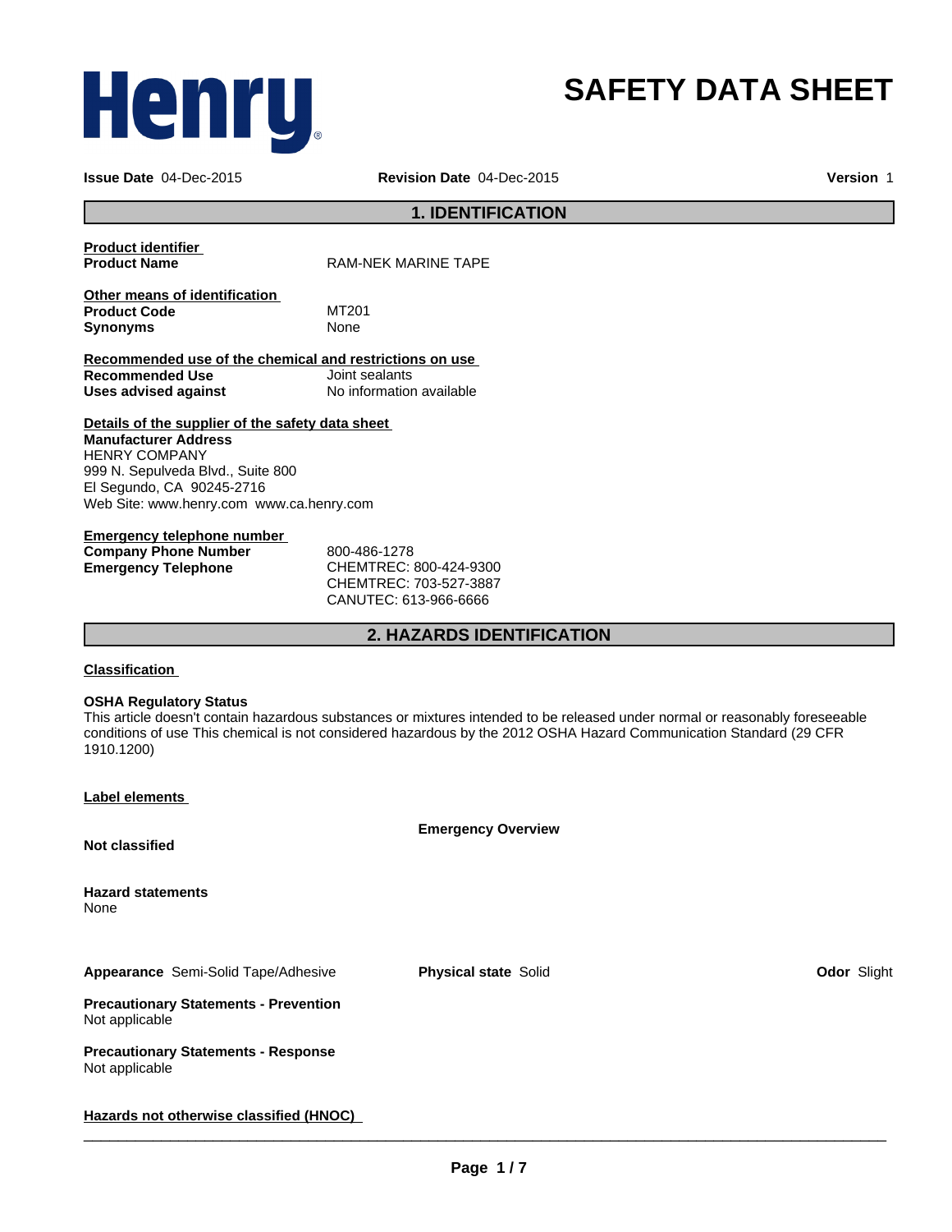Henry

# SAFETY DATA SHEET

**Issue Date** 04-Dec-2015 **Revision Date** 04-Dec-2015 **Version** 1

## 1. IDENTIFICATION

**Product identifier**

| | |
|---|---|
| **Product Name** | RAM-NEK MARINE TAPE |

**Other means of identification**

| | |
|---|---|
| **Product Code** | MT201 |
| **Synonyms** | None |

**Recommended use of the chemical and restrictions on use**

| | |
|---|---|
| **Recommended Use** | Joint sealants |
| **Uses advised against** | No information available |

**Details of the supplier of the safety data sheet**

**Manufacturer Address**
HENRY COMPANY
999 N. Sepulveda Blvd., Suite 800
El Segundo, CA 90245-2716
Web Site: www.henry.com www.ca.henry.com

**Emergency telephone number**

| | |
|---|---|
| **Company Phone Number** | 800-486-1278 |
| **Emergency Telephone** | CHEMTREC: 800-424-9300<br>CHEMTREC: 703-527-3887<br>CANUTEC: 613-966-6666 |

## 2. HAZARDS IDENTIFICATION

**Classification**

**OSHA Regulatory Status**
This article doesn't contain hazardous substances or mixtures intended to be released under normal or reasonably foreseeable conditions of use This chemical is not considered hazardous by the 2012 OSHA Hazard Communication Standard (29 CFR 1910.1200)

**Label elements**

**Emergency Overview**

**Not classified**

**Hazard statements**
None

**Appearance** Semi-Solid Tape/Adhesive **Physical state** Solid **Odor** Slight

**Precautionary Statements - Prevention**
Not applicable

**Precautionary Statements - Response**
Not applicable

**Hazards not otherwise classified (HNOC)**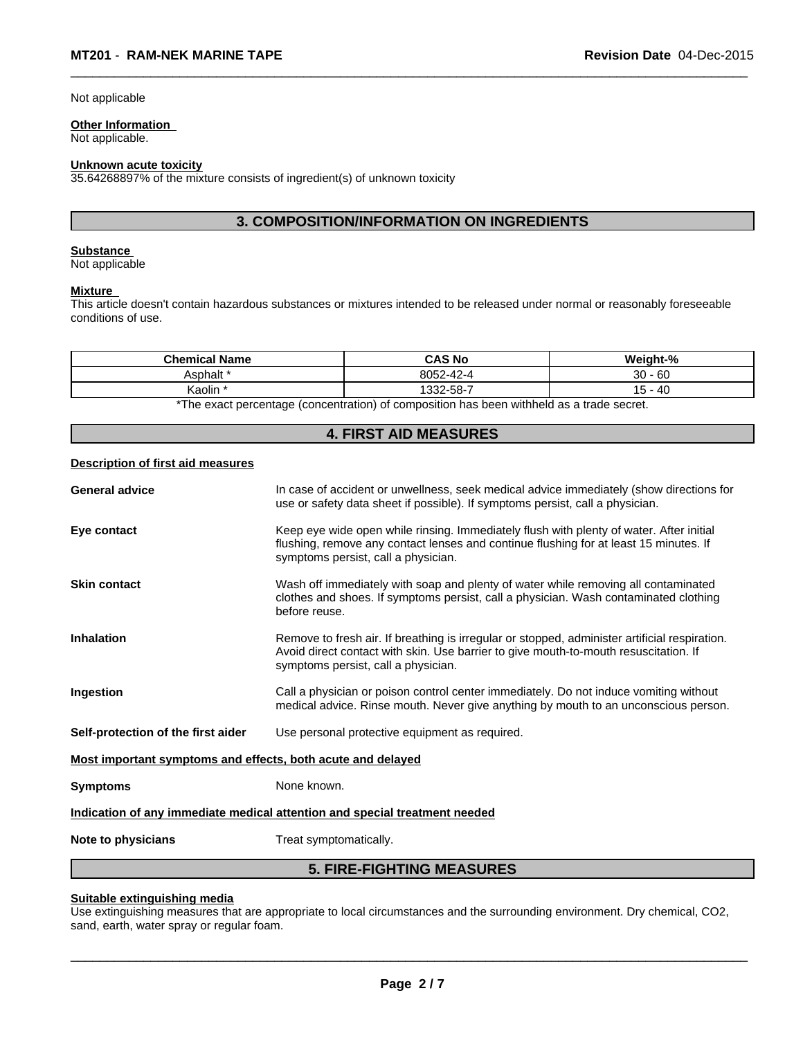Not applicable

**Other Information**
Not applicable.

**Unknown acute toxicity**
35.64268897% of the mixture consists of ingredient(s) of unknown toxicity

## 3. COMPOSITION/INFORMATION ON INGREDIENTS

**Substance**
Not applicable

**Mixture**
This article doesn't contain hazardous substances or mixtures intended to be released under normal or reasonably foreseeable conditions of use.

| Chemical Name | CAS No | Weight-% |
| --- | --- | --- |
| Asphalt * | 8052-42-4 | 30 - 60 |
| Kaolin * | 1332-58-7 | 15 - 40 |

*The exact percentage (concentration) of composition has been withheld as a trade secret.

## 4. FIRST AID MEASURES

**Description of first aid measures**

**General advice** In case of accident or unwellness, seek medical advice immediately (show directions for use or safety data sheet if possible). If symptoms persist, call a physician.

**Eye contact** Keep eye wide open while rinsing. Immediately flush with plenty of water. After initial flushing, remove any contact lenses and continue flushing for at least 15 minutes. If symptoms persist, call a physician.

**Skin contact** Wash off immediately with soap and plenty of water while removing all contaminated clothes and shoes. If symptoms persist, call a physician. Wash contaminated clothing before reuse.

**Inhalation** Remove to fresh air. If breathing is irregular or stopped, administer artificial respiration. Avoid direct contact with skin. Use barrier to give mouth-to-mouth resuscitation. If symptoms persist, call a physician.

**Ingestion** Call a physician or poison control center immediately. Do not induce vomiting without medical advice. Rinse mouth. Never give anything by mouth to an unconscious person.

**Self-protection of the first aider** Use personal protective equipment as required.

**Most important symptoms and effects, both acute and delayed**

**Symptoms** None known.

**Indication of any immediate medical attention and special treatment needed**

**Note to physicians** Treat symptomatically.

## 5. FIRE-FIGHTING MEASURES

**Suitable extinguishing media**
Use extinguishing measures that are appropriate to local circumstances and the surrounding environment. Dry chemical, CO2, sand, earth, water spray or regular foam.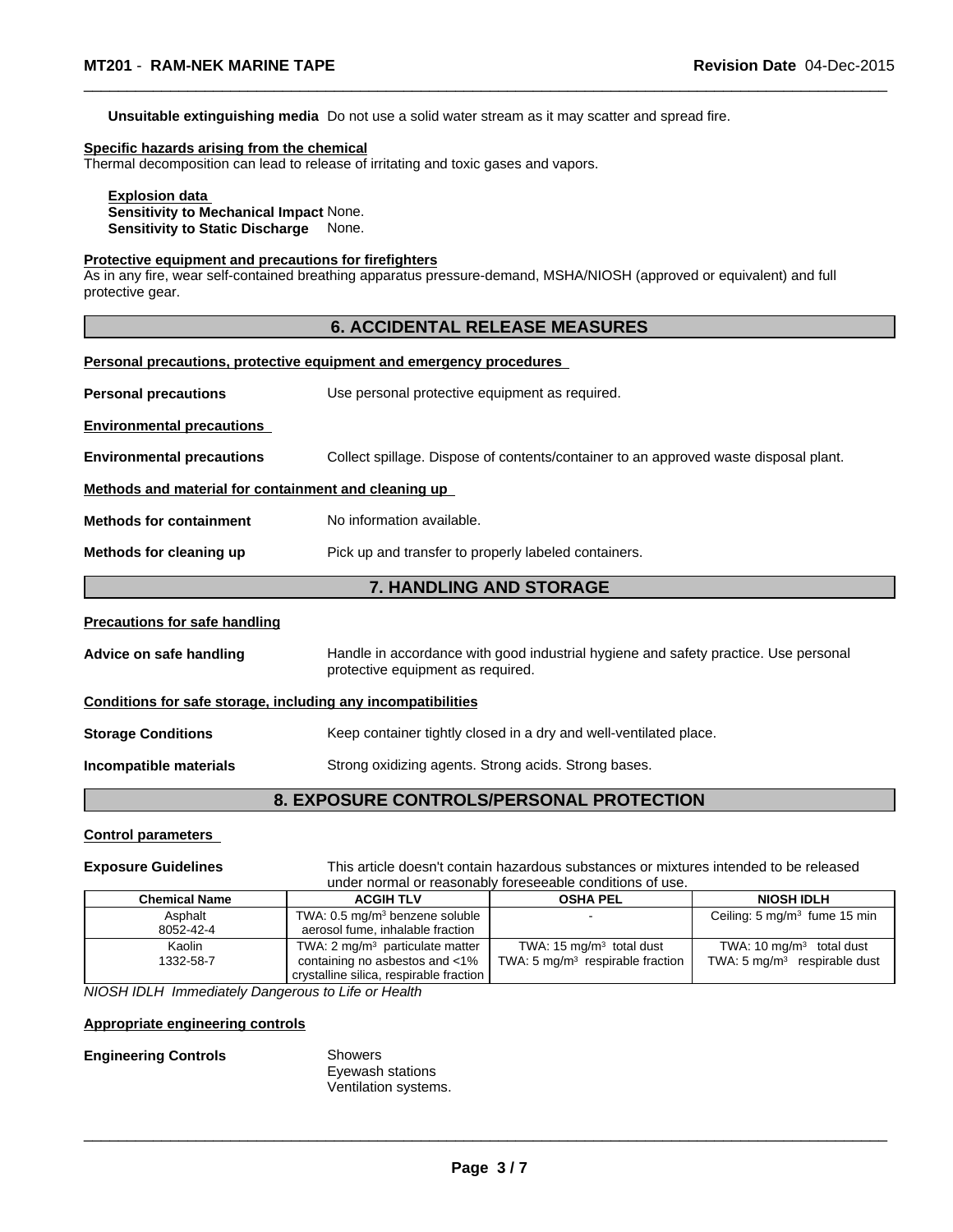**Unsuitable extinguishing media** Do not use a solid water stream as it may scatter and spread fire.

**Specific hazards arising from the chemical**
Thermal decomposition can lead to release of irritating and toxic gases and vapors.

**Explosion data**
**Sensitivity to Mechanical Impact** None.
**Sensitivity to Static Discharge** None.

**Protective equipment and precautions for firefighters**
As in any fire, wear self-contained breathing apparatus pressure-demand, MSHA/NIOSH (approved or equivalent) and full protective gear.

## 6. ACCIDENTAL RELEASE MEASURES

**Personal precautions, protective equipment and emergency procedures**

**Personal precautions** Use personal protective equipment as required.

**Environmental precautions**

**Environmental precautions** Collect spillage. Dispose of contents/container to an approved waste disposal plant.

**Methods and material for containment and cleaning up**

**Methods for containment** No information available.

**Methods for cleaning up** Pick up and transfer to properly labeled containers.

## 7. HANDLING AND STORAGE

**Precautions for safe handling**

**Advice on safe handling** Handle in accordance with good industrial hygiene and safety practice. Use personal protective equipment as required.

**Conditions for safe storage, including any incompatibilities**

**Storage Conditions** Keep container tightly closed in a dry and well-ventilated place.

**Incompatible materials** Strong oxidizing agents. Strong acids. Strong bases.

## 8. EXPOSURE CONTROLS/PERSONAL PROTECTION

**Control parameters**

**Exposure Guidelines** This article doesn't contain hazardous substances or mixtures intended to be released under normal or reasonably foreseeable conditions of use.

| Chemical Name | ACGIH TLV | OSHA PEL | NIOSH IDLH |
|---|---|---|---|
| Asphalt<br>8052-42-4 | TWA: 0.5 mg/m$^3$ benzene soluble aerosol fume, inhalable fraction | - | Ceiling: 5 mg/m$^3$ fume 15 min |
| Kaolin<br>1332-58-7 | TWA: 2 mg/m$^3$ particulate matter containing no asbestos and <1% crystalline silica, respirable fraction | TWA: 15 mg/m$^3$ total dust<br>TWA: 5 mg/m$^3$ respirable fraction | TWA: 10 mg/m$^3$ total dust<br>TWA: 5 mg/m$^3$ respirable dust |

*NIOSH IDLH Immediately Dangerous to Life or Health*

**Appropriate engineering controls**

**Engineering Controls** Showers
Eyewash stations
Ventilation systems.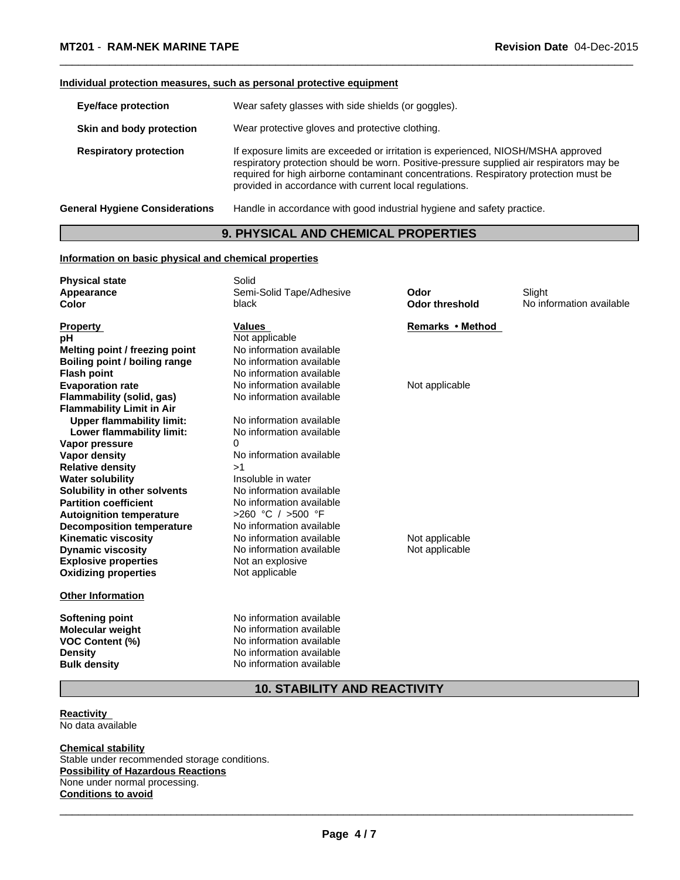**Individual protection measures, such as personal protective equipment**

| | |
|---|---|
| **Eye/face protection** | Wear safety glasses with side shields (or goggles). |
| **Skin and body protection** | Wear protective gloves and protective clothing. |
| **Respiratory protection** | If exposure limits are exceeded or irritation is experienced, NIOSH/MSHA approved respiratory protection should be worn. Positive-pressure supplied air respirators may be required for high airborne contaminant concentrations. Respiratory protection must be provided in accordance with current local regulations. |
| **General Hygiene Considerations** | Handle in accordance with good industrial hygiene and safety practice. |

## 9. PHYSICAL AND CHEMICAL PROPERTIES

**Information on basic physical and chemical properties**

| | | | |
|---|---|---|---|
| **Physical state** | Solid | | |
| **Appearance** | Semi-Solid Tape/Adhesive | **Odor** | Slight |
| **Color** | black | **Odor threshold** | No information available |

| **Property** | **Values** | **Remarks • Method** |
|---|---|---|
| **pH** | Not applicable | |
| **Melting point / freezing point** | No information available | |
| **Boiling point / boiling range** | No information available | |
| **Flash point** | No information available | |
| **Evaporation rate** | No information available | Not applicable |
| **Flammability (solid, gas)** | No information available | |
| **Flammability Limit in Air** | | |
| **Upper flammability limit:** | No information available | |
| **Lower flammability limit:** | No information available | |
| **Vapor pressure** | 0 | |
| **Vapor density** | No information available | |
| **Relative density** | >1 | |
| **Water solubility** | Insoluble in water | |
| **Solubility in other solvents** | No information available | |
| **Partition coefficient** | No information available | |
| **Autoignition temperature** | >260 °C / >500 °F | |
| **Decomposition temperature** | No information available | |
| **Kinematic viscosity** | No information available | Not applicable |
| **Dynamic viscosity** | No information available | Not applicable |
| **Explosive properties** | Not an explosive | |
| **Oxidizing properties** | Not applicable | |

**Other Information**

| | |
|---|---|
| **Softening point** | No information available |
| **Molecular weight** | No information available |
| **VOC Content (%)** | No information available |
| **Density** | No information available |
| **Bulk density** | No information available |

## 10. STABILITY AND REACTIVITY

**Reactivity**
No data available

**Chemical stability**
Stable under recommended storage conditions.

**Possibility of Hazardous Reactions**
None under normal processing.

**Conditions to avoid**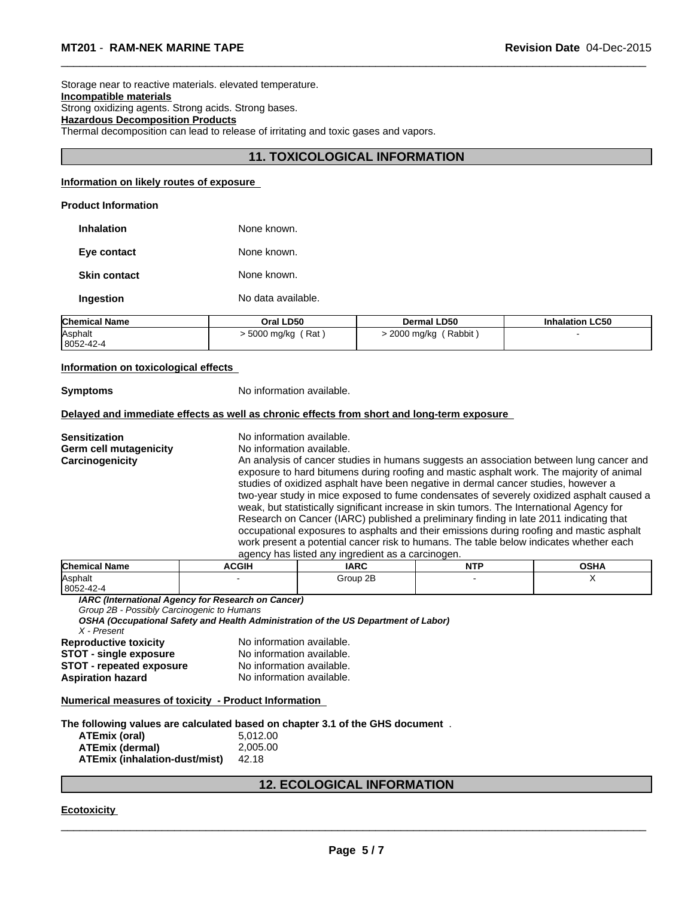Storage near to reactive materials. elevated temperature.

**Incompatible materials**

Strong oxidizing agents. Strong acids. Strong bases.

**Hazardous Decomposition Products**

Thermal decomposition can lead to release of irritating and toxic gases and vapors.

## 11. TOXICOLOGICAL INFORMATION

**Information on likely routes of exposure**

**Product Information**

**Inhalation** None known.

**Eye contact** None known.

**Skin contact** None known.

**Ingestion** No data available.

| Chemical Name | Oral LD50 | Dermal LD50 | Inhalation LC50 |
|---|---|---|---|
| Asphalt 8052-42-4 | > 5000 mg/kg ( Rat ) | > 2000 mg/kg ( Rabbit ) | - |

**Information on toxicological effects**

**Symptoms** No information available.

**Delayed and immediate effects as well as chronic effects from short and long-term exposure**

**Sensitization** No information available.

**Germ cell mutagenicity** No information available.

**Carcinogenicity** An analysis of cancer studies in humans suggests an association between lung cancer and exposure to hard bitumens during roofing and mastic asphalt work. The majority of animal studies of oxidized asphalt have been negative in dermal cancer studies, however a two-year study in mice exposed to fume condensates of severely oxidized asphalt caused a weak, but statistically significant increase in skin tumors. The International Agency for Research on Cancer (IARC) published a preliminary finding in late 2011 indicating that occupational exposures to asphalts and their emissions during roofing and mastic asphalt work present a potential cancer risk to humans. The table below indicates whether each agency has listed any ingredient as a carcinogen.

| Chemical Name | ACGIH | IARC | NTP | OSHA |
|---|---|---|---|---|
| Asphalt 8052-42-4 | - | Group 2B | - | X |

***IARC (International Agency for Research on Cancer)***
*Group 2B - Possibly Carcinogenic to Humans*
***OSHA (Occupational Safety and Health Administration of the US Department of Labor)***
*X - Present*

**Reproductive toxicity** No information available.
**STOT - single exposure** No information available.
**STOT - repeated exposure** No information available.
**Aspiration hazard** No information available.

**Numerical measures of toxicity - Product Information**

**The following values are calculated based on chapter 3.1 of the GHS document** .

**ATEmix (oral)** 5,012.00
**ATEmix (dermal)** 2,005.00
**ATEmix (inhalation-dust/mist)** 42.18

## 12. ECOLOGICAL INFORMATION

**Ecotoxicity**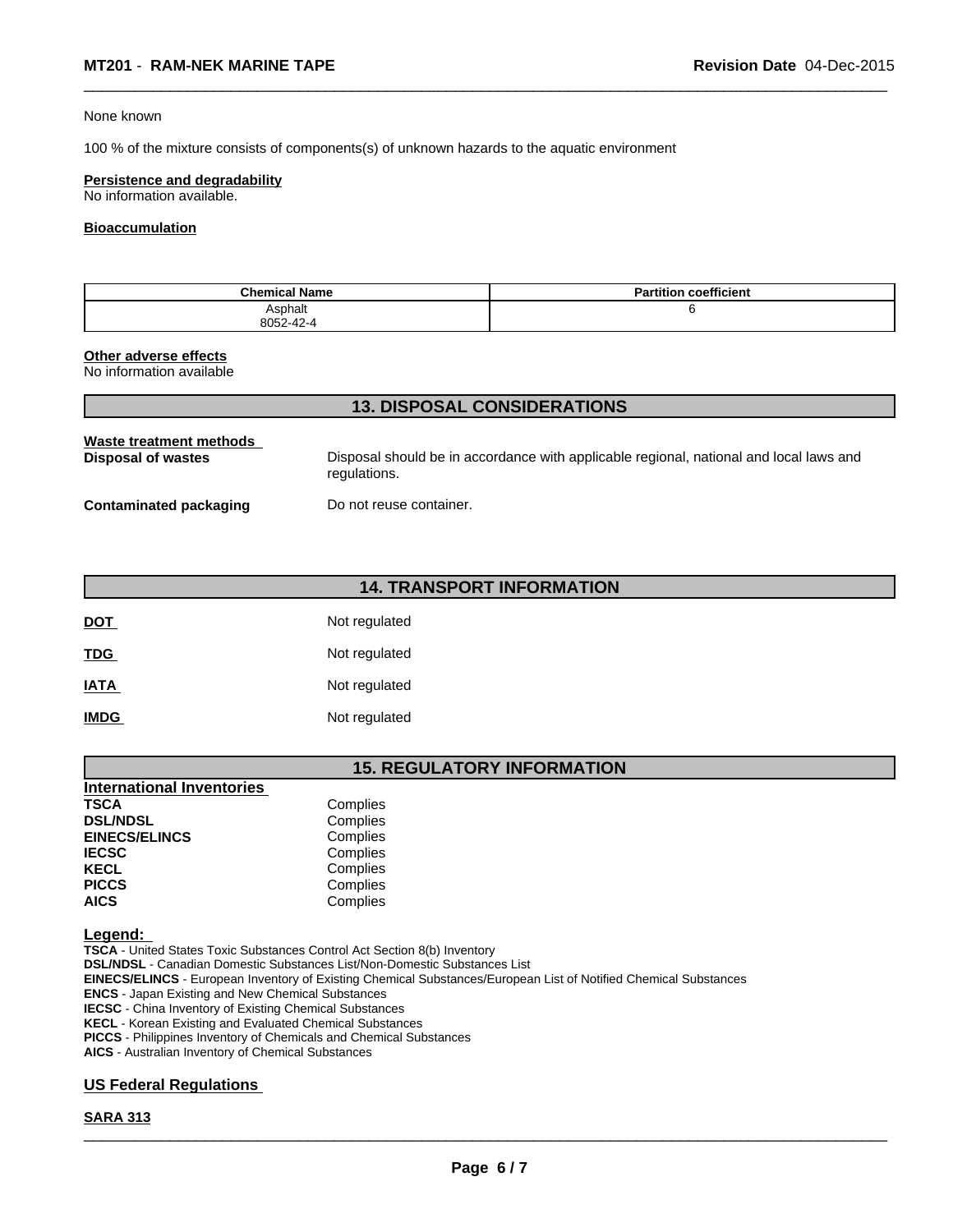None known

100 % of the mixture consists of components(s) of unknown hazards to the aquatic environment

**Persistence and degradability**
No information available.

**Bioaccumulation**

| Chemical Name | Partition coefficient |
| --- | --- |
| Asphalt<br>8052-42-4 | 6 |

**Other adverse effects**
No information available

## 13. DISPOSAL CONSIDERATIONS

**Waste treatment methods**

**Disposal of wastes** — Disposal should be in accordance with applicable regional, national and local laws and regulations.

**Contaminated packaging** — Do not reuse container.

## 14. TRANSPORT INFORMATION

**DOT** — Not regulated

**TDG** — Not regulated

**IATA** — Not regulated

**IMDG** — Not regulated

## 15. REGULATORY INFORMATION

**International Inventories**

**TSCA** — Complies
**DSL/NDSL** — Complies
**EINECS/ELINCS** — Complies
**IECSC** — Complies
**KECL** — Complies
**PICCS** — Complies
**AICS** — Complies

**Legend:**
**TSCA** - United States Toxic Substances Control Act Section 8(b) Inventory
**DSL/NDSL** - Canadian Domestic Substances List/Non-Domestic Substances List
**EINECS/ELINCS** - European Inventory of Existing Chemical Substances/European List of Notified Chemical Substances
**ENCS** - Japan Existing and New Chemical Substances
**IECSC** - China Inventory of Existing Chemical Substances
**KECL** - Korean Existing and Evaluated Chemical Substances
**PICCS** - Philippines Inventory of Chemicals and Chemical Substances
**AICS** - Australian Inventory of Chemical Substances

**US Federal Regulations**

**SARA 313**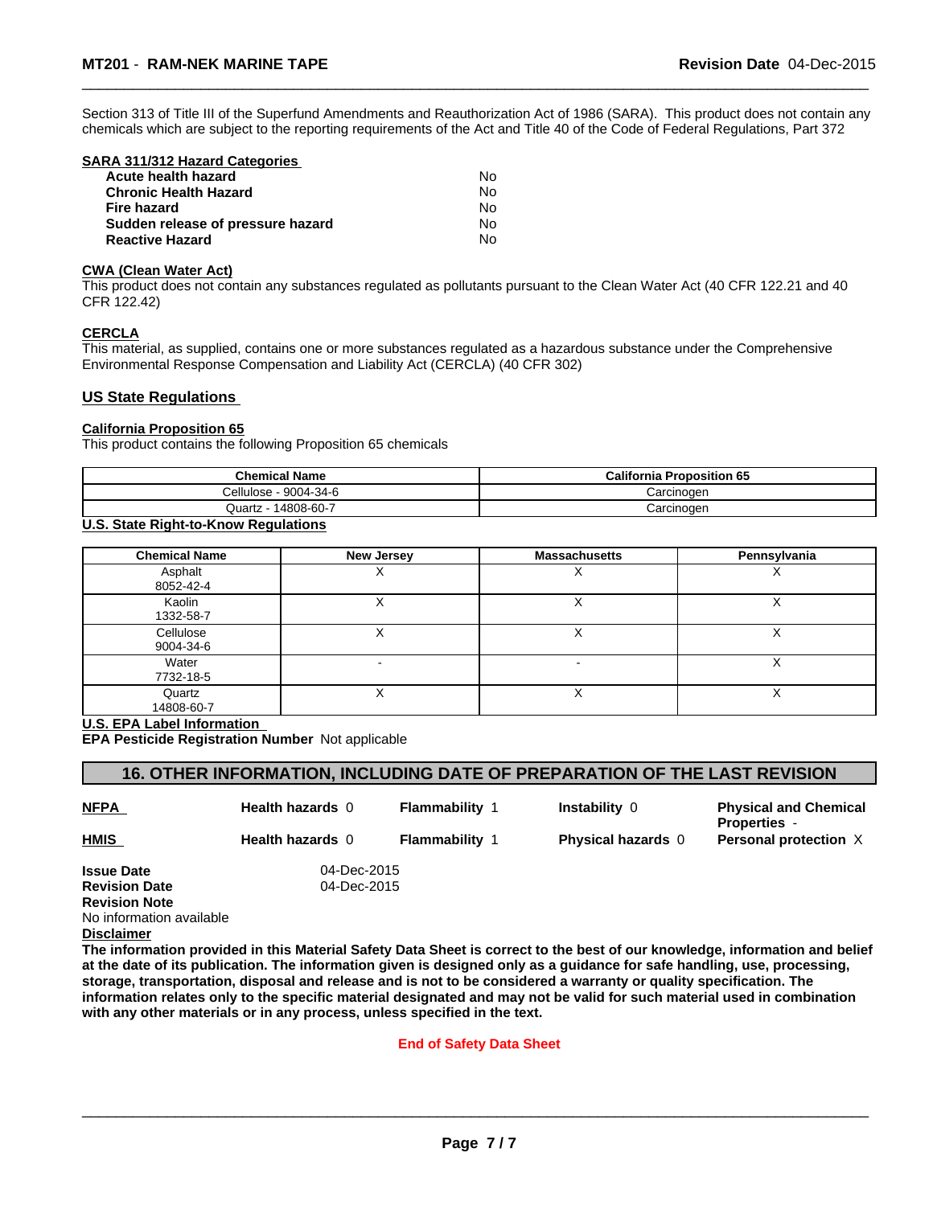Section 313 of Title III of the Superfund Amendments and Reauthorization Act of 1986 (SARA). This product does not contain any chemicals which are subject to the reporting requirements of the Act and Title 40 of the Code of Federal Regulations, Part 372

**SARA 311/312 Hazard Categories**

| | |
|---|---|
| **Acute health hazard** | No |
| **Chronic Health Hazard** | No |
| **Fire hazard** | No |
| **Sudden release of pressure hazard** | No |
| **Reactive Hazard** | No |

**CWA (Clean Water Act)**

This product does not contain any substances regulated as pollutants pursuant to the Clean Water Act (40 CFR 122.21 and 40 CFR 122.42)

**CERCLA**

This material, as supplied, contains one or more substances regulated as a hazardous substance under the Comprehensive Environmental Response Compensation and Liability Act (CERCLA) (40 CFR 302)

## US State Regulations

**California Proposition 65**

This product contains the following Proposition 65 chemicals

| Chemical Name | California Proposition 65 |
|---|---|
| Cellulose - 9004-34-6 | Carcinogen |
| Quartz - 14808-60-7 | Carcinogen |

**U.S. State Right-to-Know Regulations**

| Chemical Name | New Jersey | Massachusetts | Pennsylvania |
|---|---|---|---|
| Asphalt 8052-42-4 | X | X | X |
| Kaolin 1332-58-7 | X | X | X |
| Cellulose 9004-34-6 | X | X | X |
| Water 7732-18-5 | - | - | X |
| Quartz 14808-60-7 | X | X | X |

**U.S. EPA Label Information**

**EPA Pesticide Registration Number** Not applicable

## 16. OTHER INFORMATION, INCLUDING DATE OF PREPARATION OF THE LAST REVISION

| | | | | |
|---|---|---|---|---|
| **NFPA** | **Health hazards** 0 | **Flammability** 1 | **Instability** 0 | **Physical and Chemical Properties** - |
| **HMIS** | **Health hazards** 0 | **Flammability** 1 | **Physical hazards** 0 | **Personal protection** X |

**Issue Date** 04-Dec-2015
**Revision Date** 04-Dec-2015
**Revision Note**
No information available

**Disclaimer**

**The information provided in this Material Safety Data Sheet is correct to the best of our knowledge, information and belief at the date of its publication. The information given is designed only as a guidance for safe handling, use, processing, storage, transportation, disposal and release and is not to be considered a warranty or quality specification. The information relates only to the specific material designated and may not be valid for such material used in combination with any other materials or in any process, unless specified in the text.**

**End of Safety Data Sheet**